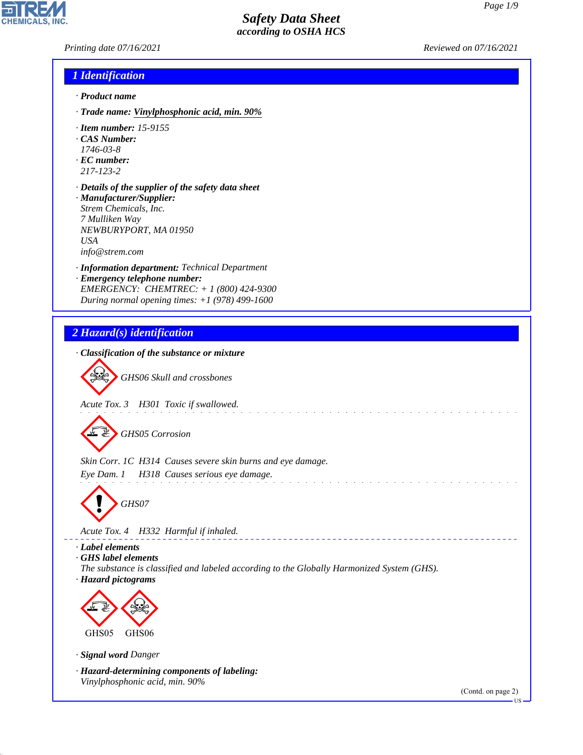# Safety Data Sheet
*according to OSHA HCS*

Printing date 07/16/2021 | Reviewed on 07/16/2021

## 1 Identification

· **Product name**

· **Trade name:** Vinylphosphonic acid, min. 90%

· **Item number:** 15-9155
· **CAS Number:**
1746-03-8
· **EC number:**
217-123-2

· **Details of the supplier of the safety data sheet**
· **Manufacturer/Supplier:**
Strem Chemicals, Inc.
7 Mulliken Way
NEWBURYPORT, MA 01950
USA
info@strem.com

· **Information department:** Technical Department
· **Emergency telephone number:**
EMERGENCY: CHEMTREC: + 1 (800) 424-9300
During normal opening times: +1 (978) 499-1600

## 2 Hazard(s) identification

· **Classification of the substance or mixture**

GHS06 Skull and crossbones

Acute Tox. 3 H301 Toxic if swallowed.

GHS05 Corrosion

Skin Corr. 1C H314 Causes severe skin burns and eye damage.
Eye Dam. 1 H318 Causes serious eye damage.

GHS07

Acute Tox. 4 H332 Harmful if inhaled.

· **Label elements**
· **GHS label elements**
The substance is classified and labeled according to the Globally Harmonized System (GHS).
· **Hazard pictograms**

GHS05 GHS06

· **Signal word** Danger

· **Hazard-determining components of labeling:**
Vinylphosphonic acid, min. 90%

(Contd. on page 2)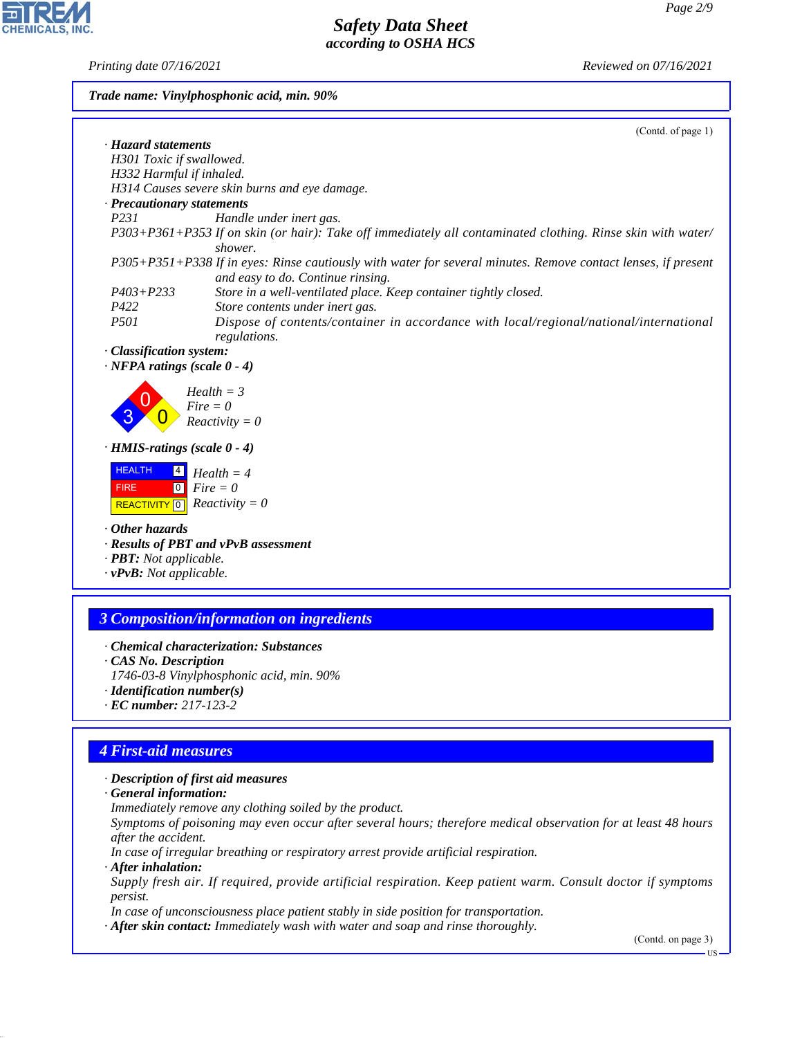**Trade name: Vinylphosphonic acid, min. 90%**

(Contd. of page 1)

· **Hazard statements**

H301 Toxic if swallowed.
H332 Harmful if inhaled.
H314 Causes severe skin burns and eye damage.

· **Precautionary statements**

| | |
|---|---|
| P231 | Handle under inert gas. |
| P303+P361+P353 | If on skin (or hair): Take off immediately all contaminated clothing. Rinse skin with water/shower. |
| P305+P351+P338 | If in eyes: Rinse cautiously with water for several minutes. Remove contact lenses, if present and easy to do. Continue rinsing. |
| P403+P233 | Store in a well-ventilated place. Keep container tightly closed. |
| P422 | Store contents under inert gas. |
| P501 | Dispose of contents/container in accordance with local/regional/national/international regulations. |

· **Classification system:**

· **NFPA ratings (scale 0 - 4)**

Health = 3
Fire = 0
Reactivity = 0

· **HMIS-ratings (scale 0 - 4)**

| | |
|---|---|
| HEALTH | 4 |
| FIRE | 0 |
| REACTIVITY | 0 |

Health = 4
Fire = 0
Reactivity = 0

· **Other hazards**

· **Results of PBT and vPvB assessment**

· **PBT:** Not applicable.

· **vPvB:** Not applicable.

## 3 Composition/information on ingredients

· **Chemical characterization: Substances**

· **CAS No. Description**

1746-03-8 Vinylphosphonic acid, min. 90%

· **Identification number(s)**

· **EC number:** 217-123-2

## 4 First-aid measures

· **Description of first aid measures**

· **General information:**

Immediately remove any clothing soiled by the product.
Symptoms of poisoning may even occur after several hours; therefore medical observation for at least 48 hours after the accident.
In case of irregular breathing or respiratory arrest provide artificial respiration.

· **After inhalation:**

Supply fresh air. If required, provide artificial respiration. Keep patient warm. Consult doctor if symptoms persist.
In case of unconsciousness place patient stably in side position for transportation.

· **After skin contact:** Immediately wash with water and soap and rinse thoroughly.

(Contd. on page 3)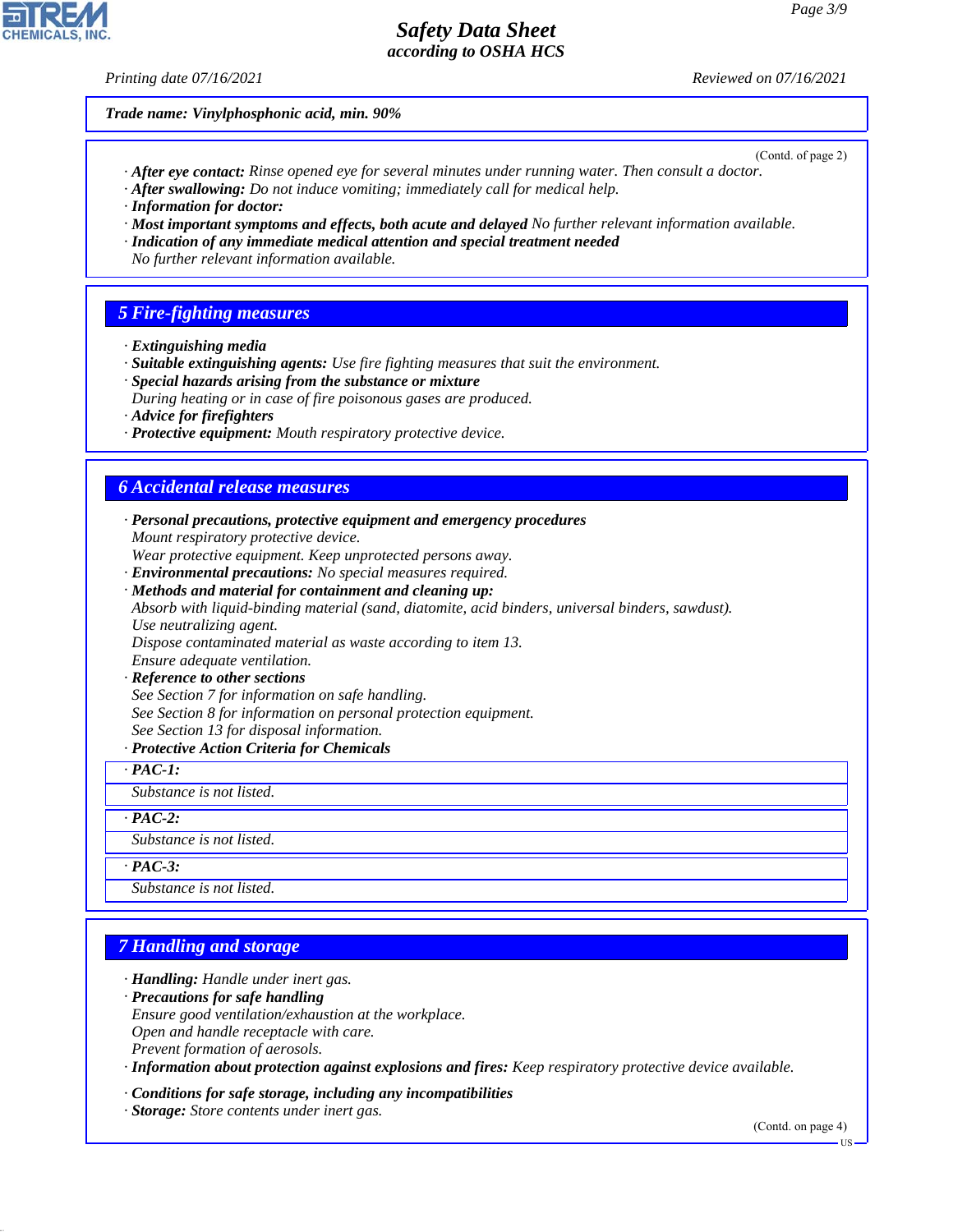*Trade name: Vinylphosphonic acid, min. 90%*

(Contd. of page 2)

· **After eye contact:** Rinse opened eye for several minutes under running water. Then consult a doctor.
· **After swallowing:** Do not induce vomiting; immediately call for medical help.
· **Information for doctor:**
· **Most important symptoms and effects, both acute and delayed** No further relevant information available.
· **Indication of any immediate medical attention and special treatment needed**
No further relevant information available.

## 5 Fire-fighting measures

· **Extinguishing media**
· **Suitable extinguishing agents:** Use fire fighting measures that suit the environment.
· **Special hazards arising from the substance or mixture**
During heating or in case of fire poisonous gases are produced.
· **Advice for firefighters**
· **Protective equipment:** Mouth respiratory protective device.

## 6 Accidental release measures

· **Personal precautions, protective equipment and emergency procedures**
Mount respiratory protective device.
Wear protective equipment. Keep unprotected persons away.
· **Environmental precautions:** No special measures required.
· **Methods and material for containment and cleaning up:**
Absorb with liquid-binding material (sand, diatomite, acid binders, universal binders, sawdust).
Use neutralizing agent.
Dispose contaminated material as waste according to item 13.
Ensure adequate ventilation.
· **Reference to other sections**
See Section 7 for information on safe handling.
See Section 8 for information on personal protection equipment.
See Section 13 for disposal information.
· **Protective Action Criteria for Chemicals**

· **PAC-1:**
Substance is not listed.

· **PAC-2:**
Substance is not listed.

· **PAC-3:**
Substance is not listed.

## 7 Handling and storage

· **Handling:** Handle under inert gas.
· **Precautions for safe handling**
Ensure good ventilation/exhaustion at the workplace.
Open and handle receptacle with care.
Prevent formation of aerosols.
· **Information about protection against explosions and fires:** Keep respiratory protective device available.

· **Conditions for safe storage, including any incompatibilities**
· **Storage:** Store contents under inert gas.

(Contd. on page 4)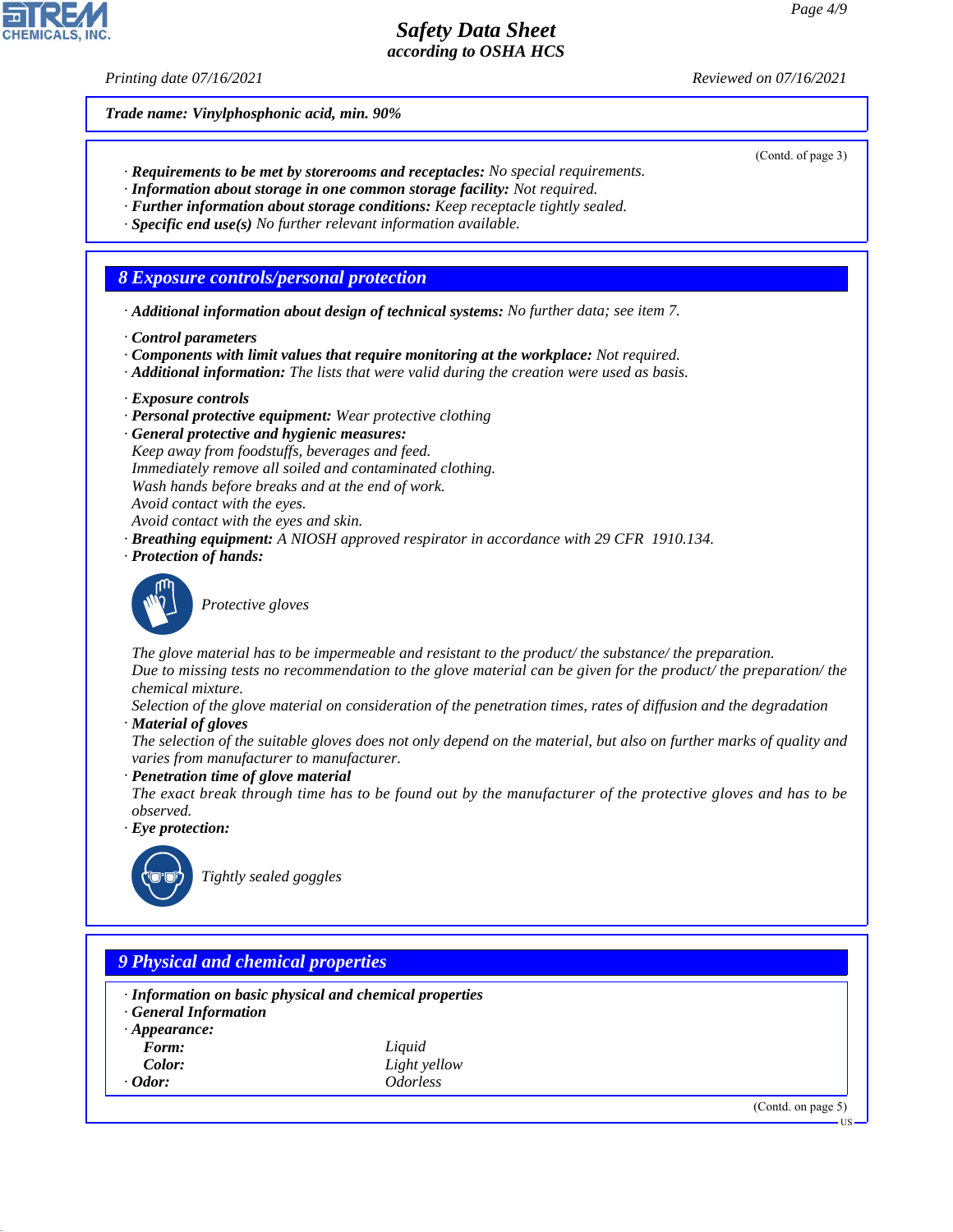**Trade name: Vinylphosphonic acid, min. 90%**

(Contd. of page 3)

· **Requirements to be met by storerooms and receptacles:** No special requirements.
· **Information about storage in one common storage facility:** Not required.
· **Further information about storage conditions:** Keep receptacle tightly sealed.
· **Specific end use(s)** No further relevant information available.

## 8 Exposure controls/personal protection

· **Additional information about design of technical systems:** No further data; see item 7.

· **Control parameters**
· **Components with limit values that require monitoring at the workplace:** Not required.
· **Additional information:** The lists that were valid during the creation were used as basis.

· **Exposure controls**
· **Personal protective equipment:** Wear protective clothing
· **General protective and hygienic measures:**
Keep away from foodstuffs, beverages and feed.
Immediately remove all soiled and contaminated clothing.
Wash hands before breaks and at the end of work.
Avoid contact with the eyes.
Avoid contact with the eyes and skin.
· **Breathing equipment:** A NIOSH approved respirator in accordance with 29 CFR 1910.134.
· **Protection of hands:**

Protective gloves

The glove material has to be impermeable and resistant to the product/ the substance/ the preparation.
Due to missing tests no recommendation to the glove material can be given for the product/ the preparation/ the chemical mixture.
Selection of the glove material on consideration of the penetration times, rates of diffusion and the degradation
· **Material of gloves**
The selection of the suitable gloves does not only depend on the material, but also on further marks of quality and varies from manufacturer to manufacturer.
· **Penetration time of glove material**
The exact break through time has to be found out by the manufacturer of the protective gloves and has to be observed.
· **Eye protection:**

Tightly sealed goggles

## 9 Physical and chemical properties

· **Information on basic physical and chemical properties**
· **General Information**
· **Appearance:**

| | |
|---|---|
| **Form:** | Liquid |
| **Color:** | Light yellow |
| · **Odor:** | Odorless |

(Contd. on page 5)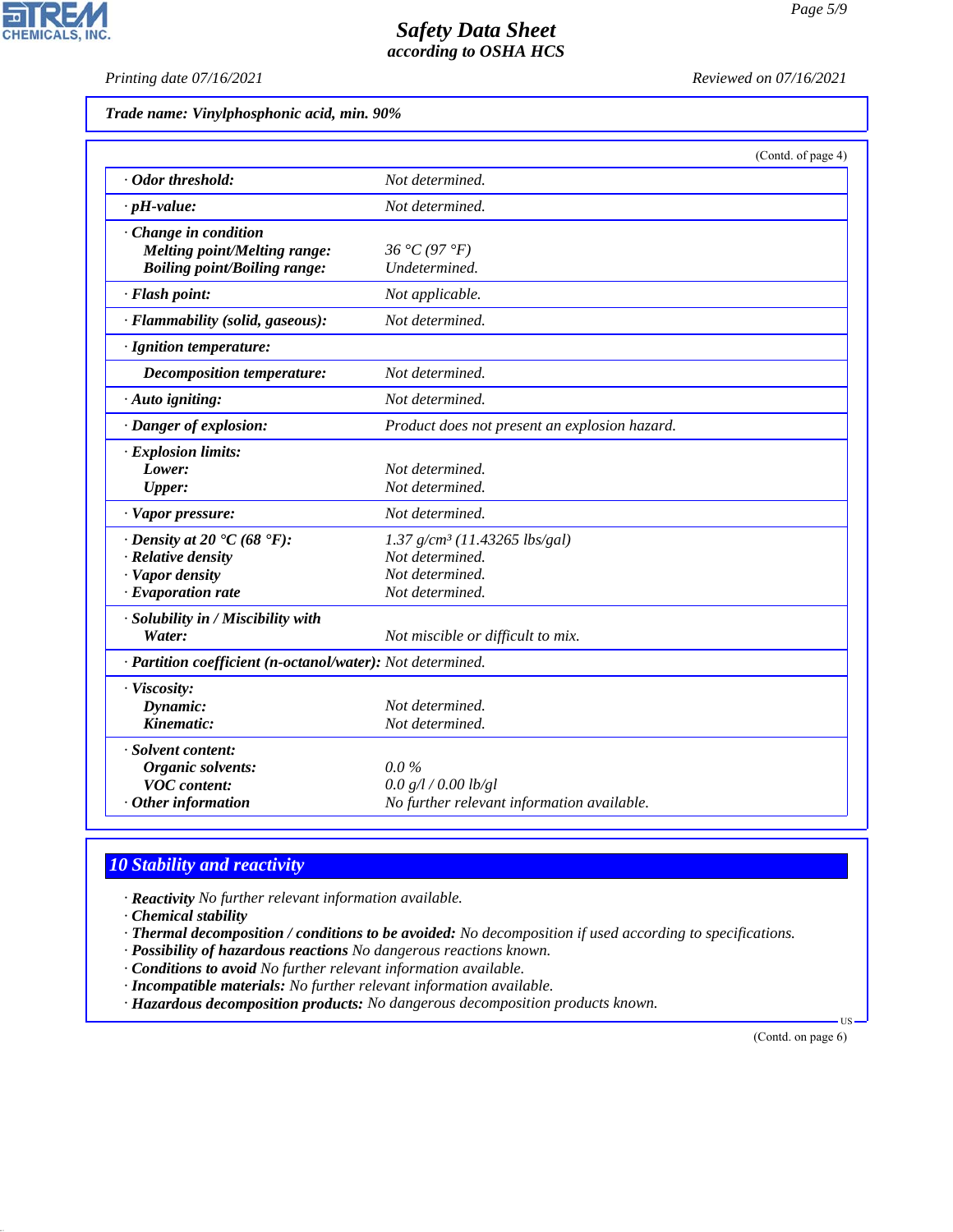**Trade name: Vinylphosphonic acid, min. 90%**

(Contd. of page 4)

| | |
|---|---|
| · **Odor threshold:** | Not determined. |
| · **pH-value:** | Not determined. |
| · **Change in condition** | |
| **Melting point/Melting range:** | 36 °C (97 °F) |
| **Boiling point/Boiling range:** | Undetermined. |
| · **Flash point:** | Not applicable. |
| · **Flammability (solid, gaseous):** | Not determined. |
| · **Ignition temperature:** | |
| **Decomposition temperature:** | Not determined. |
| · **Auto igniting:** | Not determined. |
| · **Danger of explosion:** | Product does not present an explosion hazard. |
| · **Explosion limits:** | |
| **Lower:** | Not determined. |
| **Upper:** | Not determined. |
| · **Vapor pressure:** | Not determined. |
| · **Density at 20 °C (68 °F):** | 1.37 g/cm³ (11.43265 lbs/gal) |
| · **Relative density** | Not determined. |
| · **Vapor density** | Not determined. |
| · **Evaporation rate** | Not determined. |
| · **Solubility in / Miscibility with** | |
| **Water:** | Not miscible or difficult to mix. |
| · **Partition coefficient (n-octanol/water):** | Not determined. |
| · **Viscosity:** | |
| **Dynamic:** | Not determined. |
| **Kinematic:** | Not determined. |
| · **Solvent content:** | |
| **Organic solvents:** | 0.0 % |
| **VOC content:** | 0.0 g/l / 0.00 lb/gl |
| · **Other information** | No further relevant information available. |

## 10 Stability and reactivity

· **Reactivity** No further relevant information available.
· **Chemical stability**
· **Thermal decomposition / conditions to be avoided:** No decomposition if used according to specifications.
· **Possibility of hazardous reactions** No dangerous reactions known.
· **Conditions to avoid** No further relevant information available.
· **Incompatible materials:** No further relevant information available.
· **Hazardous decomposition products:** No dangerous decomposition products known.

(Contd. on page 6)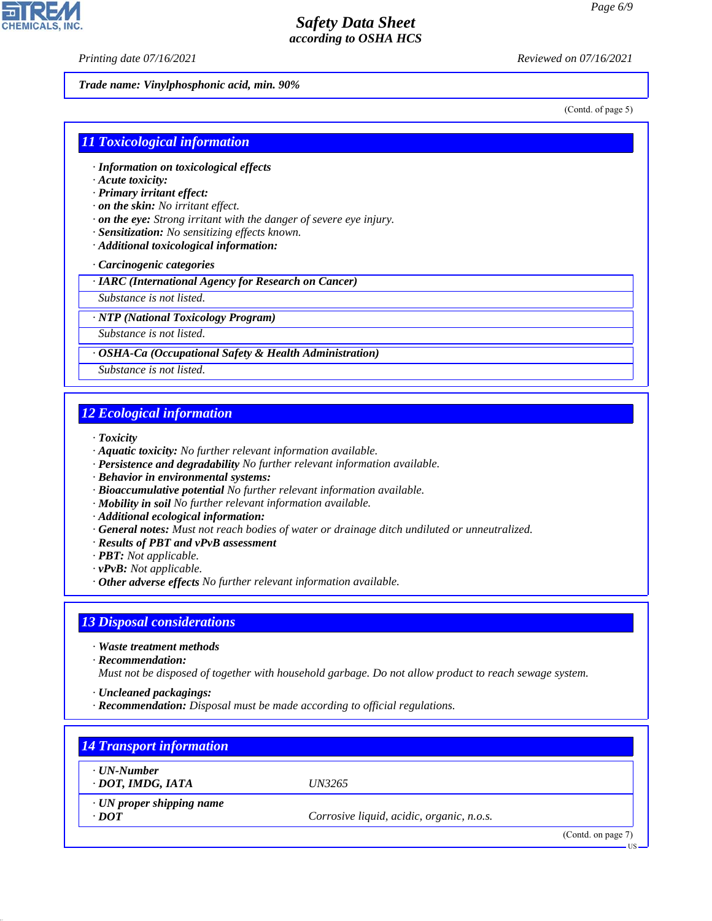*Trade name: Vinylphosphonic acid, min. 90%*

(Contd. of page 5)

## 11 Toxicological information

- ***Information on toxicological effects***
- ***Acute toxicity:***
- ***Primary irritant effect:***
- ***on the skin:*** *No irritant effect.*
- ***on the eye:*** *Strong irritant with the danger of severe eye injury.*
- ***Sensitization:*** *No sensitizing effects known.*
- ***Additional toxicological information:***

- ***Carcinogenic categories***

| · IARC (International Agency for Research on Cancer) |
|---|
| *Substance is not listed.* |

| · NTP (National Toxicology Program) |
|---|
| *Substance is not listed.* |

| · OSHA-Ca (Occupational Safety & Health Administration) |
|---|
| *Substance is not listed.* |

## 12 Ecological information

- ***Toxicity***
- ***Aquatic toxicity:*** *No further relevant information available.*
- ***Persistence and degradability*** *No further relevant information available.*
- ***Behavior in environmental systems:***
- ***Bioaccumulative potential*** *No further relevant information available.*
- ***Mobility in soil*** *No further relevant information available.*
- ***Additional ecological information:***
- ***General notes:*** *Must not reach bodies of water or drainage ditch undiluted or unneutralized.*
- ***Results of PBT and vPvB assessment***
- ***PBT:*** *Not applicable.*
- ***vPvB:*** *Not applicable.*
- ***Other adverse effects*** *No further relevant information available.*

## 13 Disposal considerations

- ***Waste treatment methods***
- ***Recommendation:***

  *Must not be disposed of together with household garbage. Do not allow product to reach sewage system.*

- ***Uncleaned packagings:***
- ***Recommendation:*** *Disposal must be made according to official regulations.*

## 14 Transport information

| · UN-Number | |
|---|---|
| · DOT, IMDG, IATA | *UN3265* |
| · UN proper shipping name | |
| · DOT | *Corrosive liquid, acidic, organic, n.o.s.* |

(Contd. on page 7)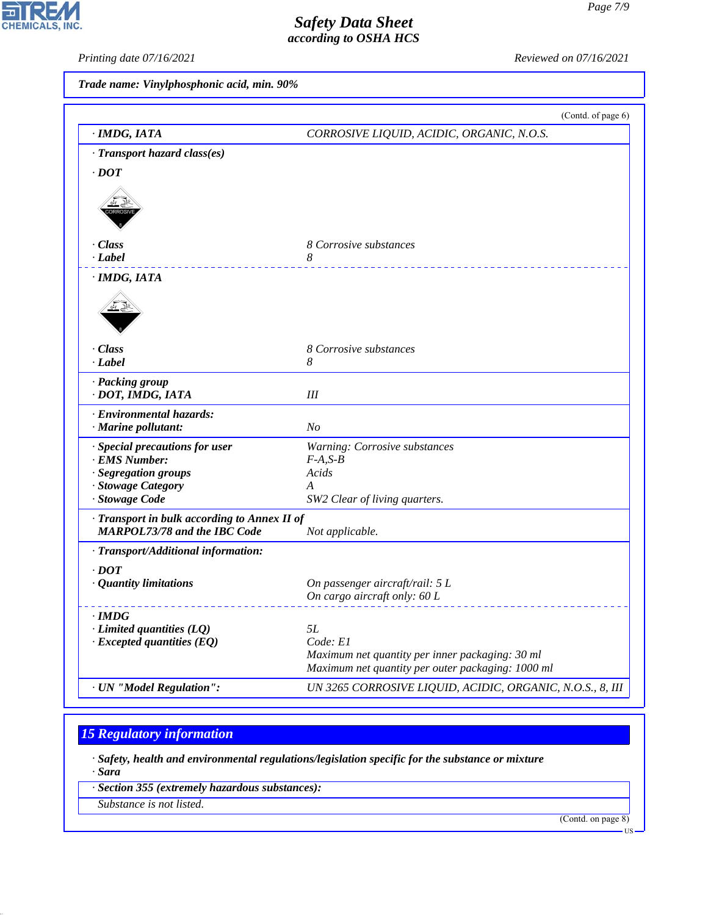**Trade name: Vinylphosphonic acid, min. 90%**

(Contd. of page 6)

| | |
|---|---|
| · **IMDG, IATA** | CORROSIVE LIQUID, ACIDIC, ORGANIC, N.O.S. |
| · **Transport hazard class(es)** | |
| · **DOT** | |
| · **Class** | 8 Corrosive substances |
| · **Label** | 8 |
| · **IMDG, IATA** | |
| · **Class** | 8 Corrosive substances |
| · **Label** | 8 |
| · **Packing group** | |
| · **DOT, IMDG, IATA** | III |
| · **Environmental hazards:** | |
| · **Marine pollutant:** | No |
| · **Special precautions for user** | Warning: Corrosive substances |
| · **EMS Number:** | F-A,S-B |
| · **Segregation groups** | Acids |
| · **Stowage Category** | A |
| · **Stowage Code** | SW2 Clear of living quarters. |
| · **Transport in bulk according to Annex II of MARPOL73/78 and the IBC Code** | Not applicable. |
| · **Transport/Additional information:** | |
| · **DOT** | |
| · **Quantity limitations** | On passenger aircraft/rail: 5 L<br>On cargo aircraft only: 60 L |
| · **IMDG** | |
| · **Limited quantities (LQ)** | 5L |
| · **Excepted quantities (EQ)** | Code: E1<br>Maximum net quantity per inner packaging: 30 ml<br>Maximum net quantity per outer packaging: 1000 ml |
| · **UN "Model Regulation":** | UN 3265 CORROSIVE LIQUID, ACIDIC, ORGANIC, N.O.S., 8, III |

## 15 Regulatory information

· **Safety, health and environmental regulations/legislation specific for the substance or mixture**
· **Sara**

· **Section 355 (extremely hazardous substances):**

Substance is not listed.

(Contd. on page 8)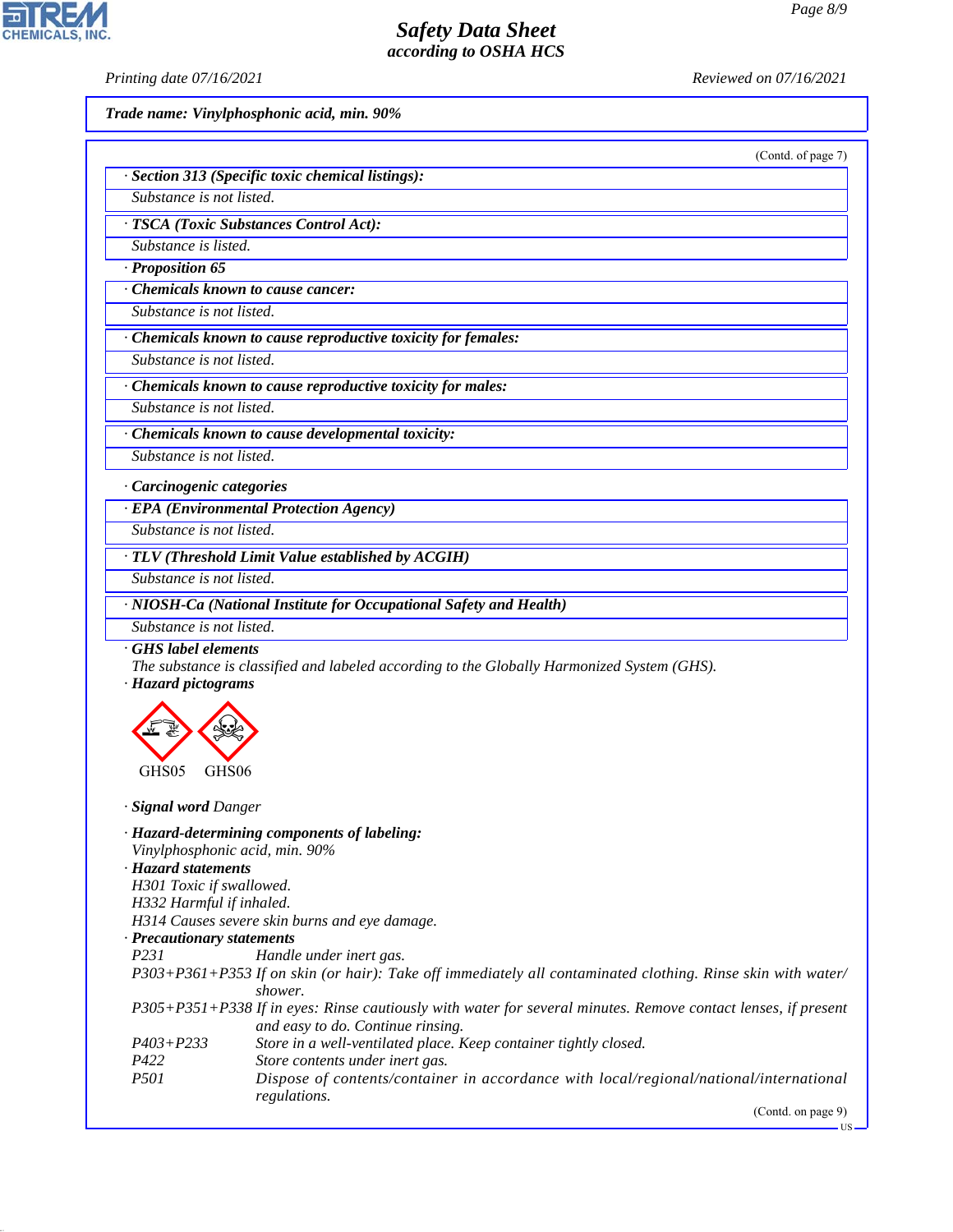**Trade name: Vinylphosphonic acid, min. 90%**

(Contd. of page 7)

**· Section 313 (Specific toxic chemical listings):**

Substance is not listed.

**· TSCA (Toxic Substances Control Act):**

Substance is listed.

**· Proposition 65**

**· Chemicals known to cause cancer:**

Substance is not listed.

**· Chemicals known to cause reproductive toxicity for females:**

Substance is not listed.

**· Chemicals known to cause reproductive toxicity for males:**

Substance is not listed.

**· Chemicals known to cause developmental toxicity:**

Substance is not listed.

**· Carcinogenic categories**

**· EPA (Environmental Protection Agency)**

Substance is not listed.

**· TLV (Threshold Limit Value established by ACGIH)**

Substance is not listed.

**· NIOSH-Ca (National Institute for Occupational Safety and Health)**

Substance is not listed.

**· GHS label elements**

The substance is classified and labeled according to the Globally Harmonized System (GHS).

**· Hazard pictograms**

GHS05 GHS06

**· Signal word** Danger

**· Hazard-determining components of labeling:**

Vinylphosphonic acid, min. 90%

**· Hazard statements**

H301 Toxic if swallowed.
H332 Harmful if inhaled.
H314 Causes severe skin burns and eye damage.

**· Precautionary statements**

| | |
|---|---|
| P231 | Handle under inert gas. |
| P303+P361+P353 | If on skin (or hair): Take off immediately all contaminated clothing. Rinse skin with water/shower. |
| P305+P351+P338 | If in eyes: Rinse cautiously with water for several minutes. Remove contact lenses, if present and easy to do. Continue rinsing. |
| P403+P233 | Store in a well-ventilated place. Keep container tightly closed. |
| P422 | Store contents under inert gas. |
| P501 | Dispose of contents/container in accordance with local/regional/national/international regulations. |

(Contd. on page 9)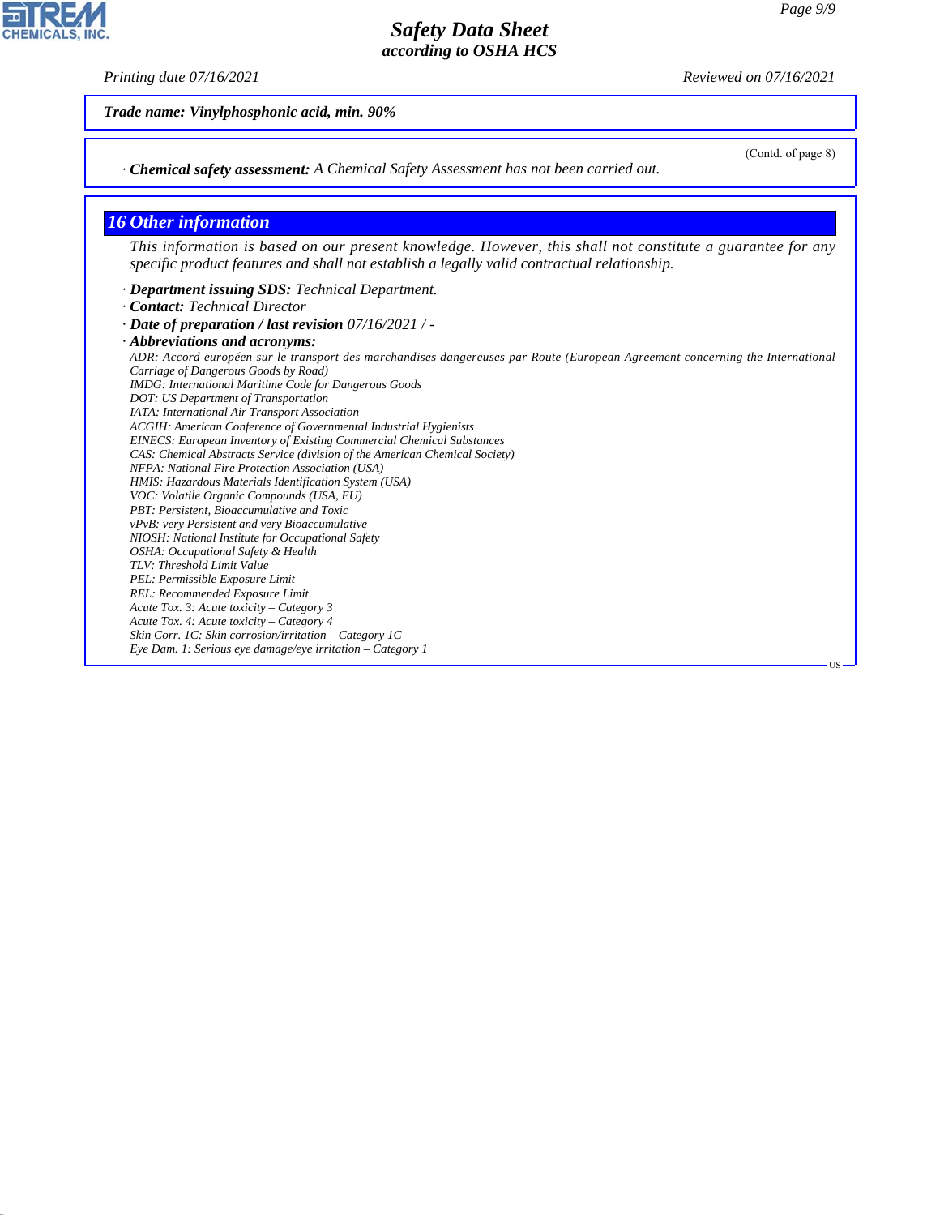**Trade name: Vinylphosphonic acid, min. 90%**

(Contd. of page 8)

· **Chemical safety assessment:** A Chemical Safety Assessment has not been carried out.

## 16 Other information

This information is based on our present knowledge. However, this shall not constitute a guarantee for any specific product features and shall not establish a legally valid contractual relationship.

· **Department issuing SDS:** Technical Department.
· **Contact:** Technical Director
· **Date of preparation / last revision** 07/16/2021 / -
· **Abbreviations and acronyms:**

ADR: Accord européen sur le transport des marchandises dangereuses par Route (European Agreement concerning the International Carriage of Dangerous Goods by Road)
IMDG: International Maritime Code for Dangerous Goods
DOT: US Department of Transportation
IATA: International Air Transport Association
ACGIH: American Conference of Governmental Industrial Hygienists
EINECS: European Inventory of Existing Commercial Chemical Substances
CAS: Chemical Abstracts Service (division of the American Chemical Society)
NFPA: National Fire Protection Association (USA)
HMIS: Hazardous Materials Identification System (USA)
VOC: Volatile Organic Compounds (USA, EU)
PBT: Persistent, Bioaccumulative and Toxic
vPvB: very Persistent and very Bioaccumulative
NIOSH: National Institute for Occupational Safety
OSHA: Occupational Safety & Health
TLV: Threshold Limit Value
PEL: Permissible Exposure Limit
REL: Recommended Exposure Limit
Acute Tox. 3: Acute toxicity – Category 3
Acute Tox. 4: Acute toxicity – Category 4
Skin Corr. 1C: Skin corrosion/irritation – Category 1C
Eye Dam. 1: Serious eye damage/eye irritation – Category 1